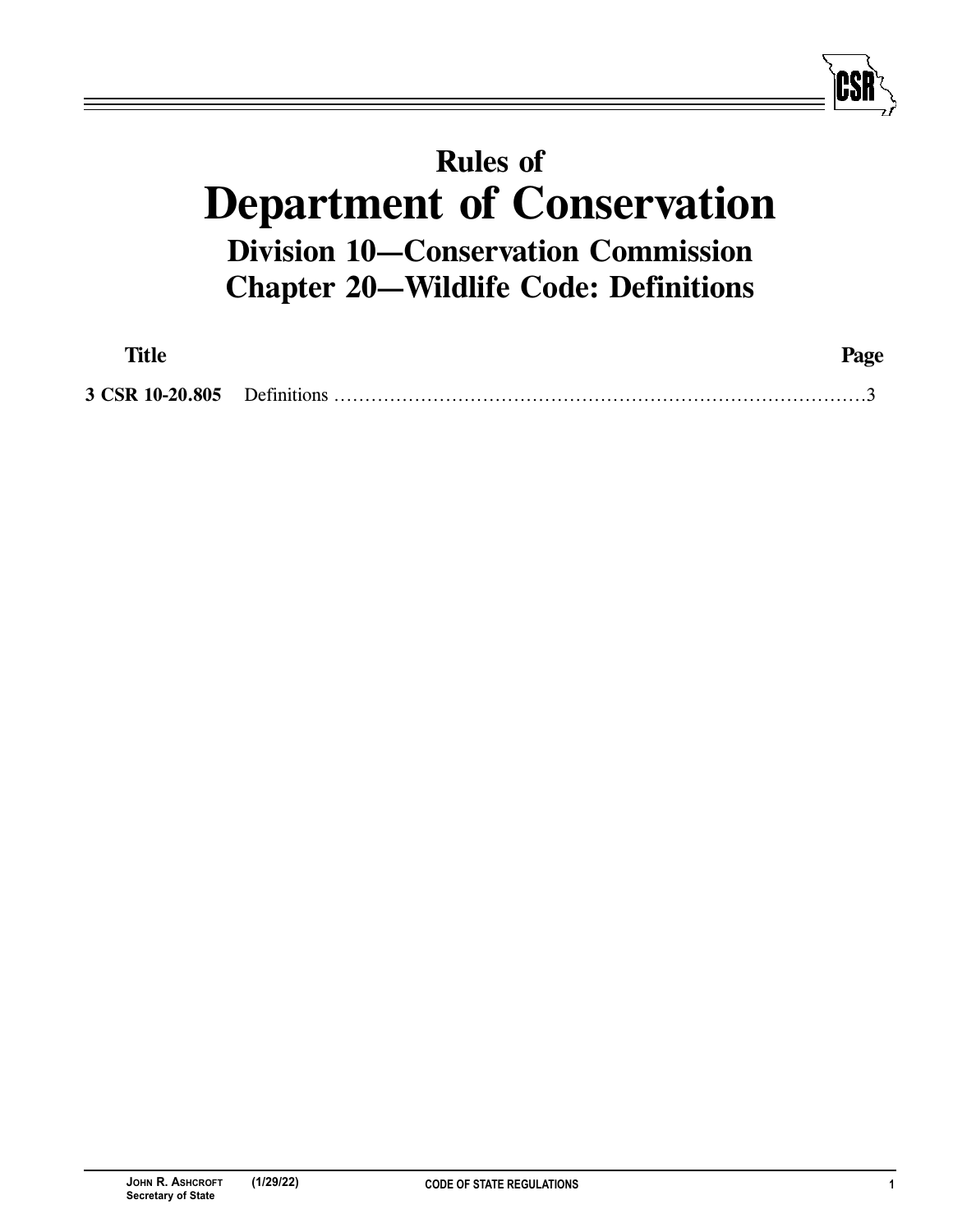# Rules of
# Department of Conservation
## Division 10—Conservation Commission
## Chapter 20—Wildlife Code: Definitions

| Title | | Page |
|---|---|---|
| **3 CSR 10-20.805** | Definitions | 3 |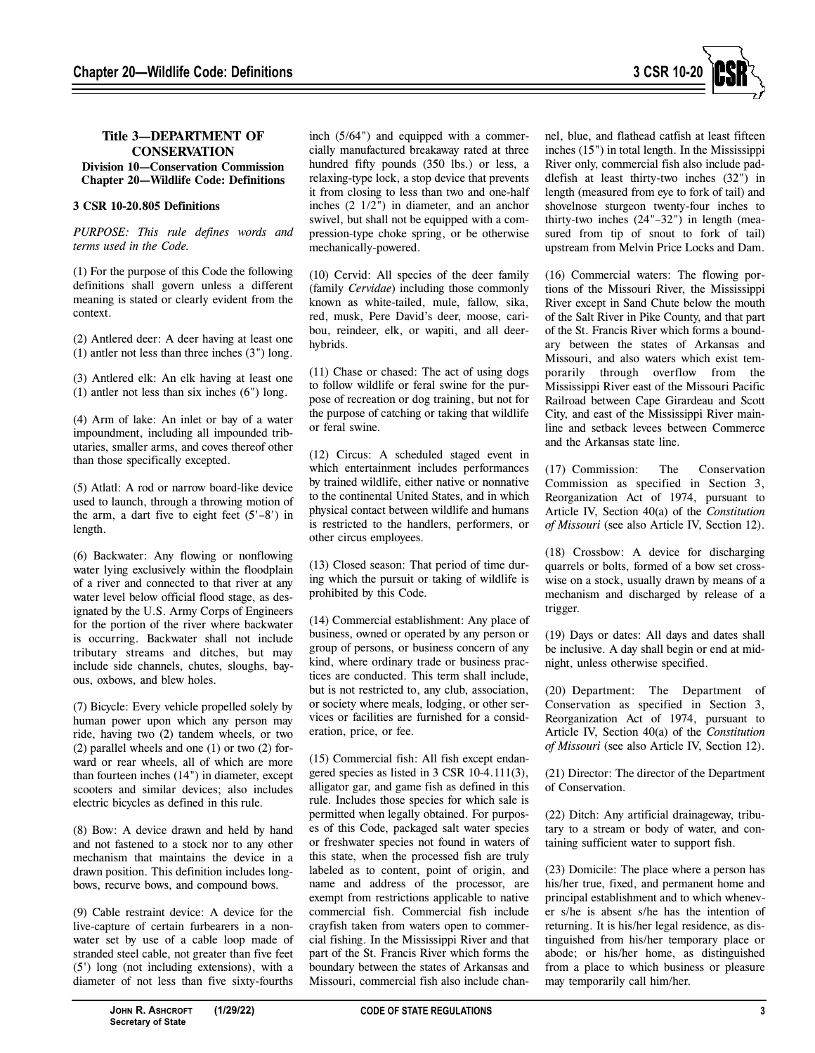**Title 3—DEPARTMENT OF CONSERVATION**
**Division 10—Conservation Commission**
**Chapter 20—Wildlife Code: Definitions**

**3 CSR 10-20.805 Definitions**

*PURPOSE: This rule defines words and terms used in the Code.*

(1) For the purpose of this Code the following definitions shall govern unless a different meaning is stated or clearly evident from the context.

(2) Antlered deer: A deer having at least one (1) antler not less than three inches (3") long.

(3) Antlered elk: An elk having at least one (1) antler not less than six inches (6") long.

(4) Arm of lake: An inlet or bay of a water impoundment, including all impounded tributaries, smaller arms, and coves thereof other than those specifically excepted.

(5) Atlatl: A rod or narrow board-like device used to launch, through a throwing motion of the arm, a dart five to eight feet (5'–8') in length.

(6) Backwater: Any flowing or nonflowing water lying exclusively within the floodplain of a river and connected to that river at any water level below official flood stage, as designated by the U.S. Army Corps of Engineers for the portion of the river where backwater is occurring. Backwater shall not include tributary streams and ditches, but may include side channels, chutes, sloughs, bayous, oxbows, and blew holes.

(7) Bicycle: Every vehicle propelled solely by human power upon which any person may ride, having two (2) tandem wheels, or two (2) parallel wheels and one (1) or two (2) forward or rear wheels, all of which are more than fourteen inches (14") in diameter, except scooters and similar devices; also includes electric bicycles as defined in this rule.

(8) Bow: A device drawn and held by hand and not fastened to a stock nor to any other mechanism that maintains the device in a drawn position. This definition includes longbows, recurve bows, and compound bows.

(9) Cable restraint device: A device for the live-capture of certain furbearers in a nonwater set by use of a cable loop made of stranded steel cable, not greater than five feet (5') long (not including extensions), with a diameter of not less than five sixty-fourths inch (5/64") and equipped with a commercially manufactured breakaway rated at three hundred fifty pounds (350 lbs.) or less, a relaxing-type lock, a stop device that prevents it from closing to less than two and one-half inches (2 1/2") in diameter, and an anchor swivel, but shall not be equipped with a compression-type choke spring, or be otherwise mechanically-powered.

(10) Cervid: All species of the deer family (family *Cervidae*) including those commonly known as white-tailed, mule, fallow, sika, red, musk, Pere David's deer, moose, caribou, reindeer, elk, or wapiti, and all deer-hybrids.

(11) Chase or chased: The act of using dogs to follow wildlife or feral swine for the purpose of recreation or dog training, but not for the purpose of catching or taking that wildlife or feral swine.

(12) Circus: A scheduled staged event in which entertainment includes performances by trained wildlife, either native or nonnative to the continental United States, and in which physical contact between wildlife and humans is restricted to the handlers, performers, or other circus employees.

(13) Closed season: That period of time during which the pursuit or taking of wildlife is prohibited by this Code.

(14) Commercial establishment: Any place of business, owned or operated by any person or group of persons, or business concern of any kind, where ordinary trade or business practices are conducted. This term shall include, but is not restricted to, any club, association, or society where meals, lodging, or other services or facilities are furnished for a consideration, price, or fee.

(15) Commercial fish: All fish except endangered species as listed in 3 CSR 10-4.111(3), alligator gar, and game fish as defined in this rule. Includes those species for which sale is permitted when legally obtained. For purposes of this Code, packaged salt water species or freshwater species not found in waters of this state, when the processed fish are truly labeled as to content, point of origin, and name and address of the processor, are exempt from restrictions applicable to native commercial fish. Commercial fish include crayfish taken from waters open to commercial fishing. In the Mississippi River and that part of the St. Francis River which forms the boundary between the states of Arkansas and Missouri, commercial fish also include channel, blue, and flathead catfish at least fifteen inches (15") in total length. In the Mississippi River only, commercial fish also include paddlefish at least thirty-two inches (32") in length (measured from eye to fork of tail) and shovelnose sturgeon twenty-four inches to thirty-two inches (24"–32") in length (measured from tip of snout to fork of tail) upstream from Melvin Price Locks and Dam.

(16) Commercial waters: The flowing portions of the Missouri River, the Mississippi River except in Sand Chute below the mouth of the Salt River in Pike County, and that part of the St. Francis River which forms a boundary between the states of Arkansas and Missouri, and also waters which exist temporarily through overflow from the Mississippi River east of the Missouri Pacific Railroad between Cape Girardeau and Scott City, and east of the Mississippi River mainline and setback levees between Commerce and the Arkansas state line.

(17) Commission: The Conservation Commission as specified in Section 3, Reorganization Act of 1974, pursuant to Article IV, Section 40(a) of the *Constitution of Missouri* (see also Article IV, Section 12).

(18) Crossbow: A device for discharging quarrels or bolts, formed of a bow set crosswise on a stock, usually drawn by means of a mechanism and discharged by release of a trigger.

(19) Days or dates: All days and dates shall be inclusive. A day shall begin or end at midnight, unless otherwise specified.

(20) Department: The Department of Conservation as specified in Section 3, Reorganization Act of 1974, pursuant to Article IV, Section 40(a) of the *Constitution of Missouri* (see also Article IV, Section 12).

(21) Director: The director of the Department of Conservation.

(22) Ditch: Any artificial drainageway, tributary to a stream or body of water, and containing sufficient water to support fish.

(23) Domicile: The place where a person has his/her true, fixed, and permanent home and principal establishment and to which whenever s/he is absent s/he has the intention of returning. It is his/her legal residence, as distinguished from his/her temporary place or abode; or his/her home, as distinguished from a place to which business or pleasure may temporarily call him/her.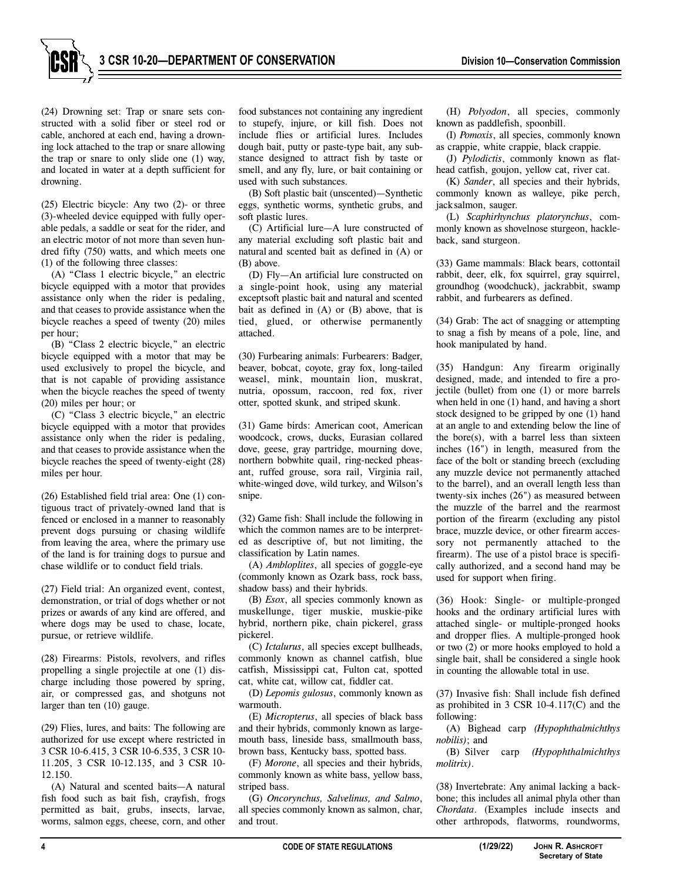(24) Drowning set: Trap or snare sets constructed with a solid fiber or steel rod or cable, anchored at each end, having a drowning lock attached to the trap or snare allowing the trap or snare to only slide one (1) way, and located in water at a depth sufficient for drowning.

(25) Electric bicycle: Any two (2)- or three (3)-wheeled device equipped with fully operable pedals, a saddle or seat for the rider, and an electric motor of not more than seven hundred fifty (750) watts, and which meets one (1) of the following three classes:

(A) "Class 1 electric bicycle," an electric bicycle equipped with a motor that provides assistance only when the rider is pedaling, and that ceases to provide assistance when the bicycle reaches a speed of twenty (20) miles per hour;

(B) "Class 2 electric bicycle," an electric bicycle equipped with a motor that may be used exclusively to propel the bicycle, and that is not capable of providing assistance when the bicycle reaches the speed of twenty (20) miles per hour; or

(C) "Class 3 electric bicycle," an electric bicycle equipped with a motor that provides assistance only when the rider is pedaling, and that ceases to provide assistance when the bicycle reaches the speed of twenty-eight (28) miles per hour.

(26) Established field trial area: One (1) contiguous tract of privately-owned land that is fenced or enclosed in a manner to reasonably prevent dogs pursuing or chasing wildlife from leaving the area, where the primary use of the land is for training dogs to pursue and chase wildlife or to conduct field trials.

(27) Field trial: An organized event, contest, demonstration, or trial of dogs whether or not prizes or awards of any kind are offered, and where dogs may be used to chase, locate, pursue, or retrieve wildlife.

(28) Firearms: Pistols, revolvers, and rifles propelling a single projectile at one (1) discharge including those powered by spring, air, or compressed gas, and shotguns not larger than ten (10) gauge.

(29) Flies, lures, and baits: The following are authorized for use except where restricted in 3 CSR 10-6.415, 3 CSR 10-6.535, 3 CSR 10-11.205, 3 CSR 10-12.135, and 3 CSR 10-12.150.

(A) Natural and scented baits—A natural fish food such as bait fish, crayfish, frogs permitted as bait, grubs, insects, larvae, worms, salmon eggs, cheese, corn, and other food substances not containing any ingredient to stupefy, injure, or kill fish. Does not include flies or artificial lures. Includes dough bait, putty or paste-type bait, any substance designed to attract fish by taste or smell, and any fly, lure, or bait containing or used with such substances.

(B) Soft plastic bait (unscented)—Synthetic eggs, synthetic worms, synthetic grubs, and soft plastic lures.

(C) Artificial lure—A lure constructed of any material excluding soft plastic bait and natural and scented bait as defined in (A) or (B) above.

(D) Fly—An artificial lure constructed on a single-point hook, using any material exceptsoft plastic bait and natural and scented bait as defined in (A) or (B) above, that is tied, glued, or otherwise permanently attached.

(30) Furbearing animals: Furbearers: Badger, beaver, bobcat, coyote, gray fox, long-tailed weasel, mink, mountain lion, muskrat, nutria, opossum, raccoon, red fox, river otter, spotted skunk, and striped skunk.

(31) Game birds: American coot, American woodcock, crows, ducks, Eurasian collared dove, geese, gray partridge, mourning dove, northern bobwhite quail, ring-necked pheasant, ruffed grouse, sora rail, Virginia rail, white-winged dove, wild turkey, and Wilson's snipe.

(32) Game fish: Shall include the following in which the common names are to be interpreted as descriptive of, but not limiting, the classification by Latin names.

(A) *Ambloplites*, all species of goggle-eye (commonly known as Ozark bass, rock bass, shadow bass) and their hybrids.

(B) *Esox*, all species commonly known as muskellunge, tiger muskie, muskie-pike hybrid, northern pike, chain pickerel, grass pickerel.

(C) *Ictalurus*, all species except bullheads, commonly known as channel catfish, blue catfish, Mississippi cat, Fulton cat, spotted cat, white cat, willow cat, fiddler cat.

(D) *Lepomis gulosus*, commonly known as warmouth.

(E) *Micropterus*, all species of black bass and their hybrids, commonly known as largemouth bass, lineside bass, smallmouth bass, brown bass, Kentucky bass, spotted bass.

(F) *Morone*, all species and their hybrids, commonly known as white bass, yellow bass, striped bass.

(G) *Oncorynchus, Salvelinus, and Salmo*, all species commonly known as salmon, char, and trout.

(H) *Polyodon*, all species, commonly known as paddlefish, spoonbill.

(I) *Pomoxis*, all species, commonly known as crappie, white crappie, black crappie.

(J) *Pylodictis*, commonly known as flathead catfish, goujon, yellow cat, river cat.

(K) *Sander*, all species and their hybrids, commonly known as walleye, pike perch, jacksalmon, sauger.

(L) *Scaphirhynchus platorynchus*, commonly known as shovelnose sturgeon, hackleback, sand sturgeon.

(33) Game mammals: Black bears, cottontail rabbit, deer, elk, fox squirrel, gray squirrel, groundhog (woodchuck), jackrabbit, swamp rabbit, and furbearers as defined.

(34) Grab: The act of snagging or attempting to snag a fish by means of a pole, line, and hook manipulated by hand.

(35) Handgun: Any firearm originally designed, made, and intended to fire a projectile (bullet) from one (1) or more barrels when held in one (1) hand, and having a short stock designed to be gripped by one (1) hand at an angle to and extending below the line of the bore(s), with a barrel less than sixteen inches (16") in length, measured from the face of the bolt or standing breech (excluding any muzzle device not permanently attached to the barrel), and an overall length less than twenty-six inches (26") as measured between the muzzle of the barrel and the rearmost portion of the firearm (excluding any pistol brace, muzzle device, or other firearm accessory not permanently attached to the firearm). The use of a pistol brace is specifically authorized, and a second hand may be used for support when firing.

(36) Hook: Single- or multiple-pronged hooks and the ordinary artificial lures with attached single- or multiple-pronged hooks and dropper flies. A multiple-pronged hook or two (2) or more hooks employed to hold a single bait, shall be considered a single hook in counting the allowable total in use.

(37) Invasive fish: Shall include fish defined as prohibited in 3 CSR 10-4.117(C) and the following:

(A) Bighead carp *(Hypophthalmichthys nobilis)*; and

(B) Silver carp *(Hypophthalmichthys molitrix)*.

(38) Invertebrate: Any animal lacking a backbone; this includes all animal phyla other than *Chordata*. (Examples include insects and other arthropods, flatworms, roundworms,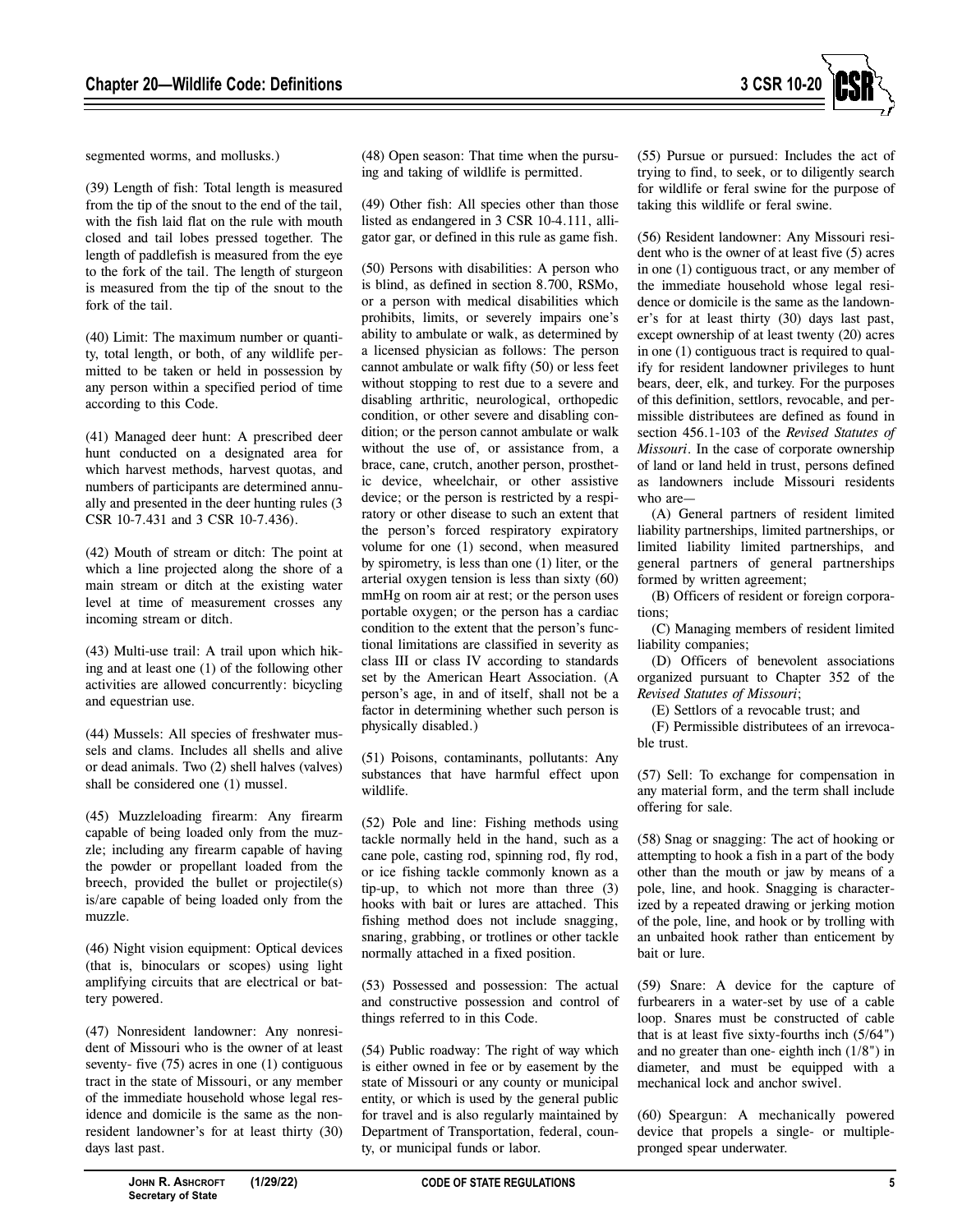segmented worms, and mollusks.)

(39) Length of fish: Total length is measured from the tip of the snout to the end of the tail, with the fish laid flat on the rule with mouth closed and tail lobes pressed together. The length of paddlefish is measured from the eye to the fork of the tail. The length of sturgeon is measured from the tip of the snout to the fork of the tail.

(40) Limit: The maximum number or quantity, total length, or both, of any wildlife permitted to be taken or held in possession by any person within a specified period of time according to this Code.

(41) Managed deer hunt: A prescribed deer hunt conducted on a designated area for which harvest methods, harvest quotas, and numbers of participants are determined annually and presented in the deer hunting rules (3 CSR 10-7.431 and 3 CSR 10-7.436).

(42) Mouth of stream or ditch: The point at which a line projected along the shore of a main stream or ditch at the existing water level at time of measurement crosses any incoming stream or ditch.

(43) Multi-use trail: A trail upon which hiking and at least one (1) of the following other activities are allowed concurrently: bicycling and equestrian use.

(44) Mussels: All species of freshwater mussels and clams. Includes all shells and alive or dead animals. Two (2) shell halves (valves) shall be considered one (1) mussel.

(45) Muzzleloading firearm: Any firearm capable of being loaded only from the muzzle; including any firearm capable of having the powder or propellant loaded from the breech, provided the bullet or projectile(s) is/are capable of being loaded only from the muzzle.

(46) Night vision equipment: Optical devices (that is, binoculars or scopes) using light amplifying circuits that are electrical or battery powered.

(47) Nonresident landowner: Any nonresident of Missouri who is the owner of at least seventy- five (75) acres in one (1) contiguous tract in the state of Missouri, or any member of the immediate household whose legal residence and domicile is the same as the nonresident landowner's for at least thirty (30) days last past.

(48) Open season: That time when the pursuing and taking of wildlife is permitted.

(49) Other fish: All species other than those listed as endangered in 3 CSR 10-4.111, alligator gar, or defined in this rule as game fish.

(50) Persons with disabilities: A person who is blind, as defined in section 8.700, RSMo, or a person with medical disabilities which prohibits, limits, or severely impairs one's ability to ambulate or walk, as determined by a licensed physician as follows: The person cannot ambulate or walk fifty (50) or less feet without stopping to rest due to a severe and disabling arthritic, neurological, orthopedic condition, or other severe and disabling condition; or the person cannot ambulate or walk without the use of, or assistance from, a brace, cane, crutch, another person, prosthetic device, wheelchair, or other assistive device; or the person is restricted by a respiratory or other disease to such an extent that the person's forced respiratory expiratory volume for one (1) second, when measured by spirometry, is less than one (1) liter, or the arterial oxygen tension is less than sixty (60) mmHg on room air at rest; or the person uses portable oxygen; or the person has a cardiac condition to the extent that the person's functional limitations are classified in severity as class III or class IV according to standards set by the American Heart Association. (A person's age, in and of itself, shall not be a factor in determining whether such person is physically disabled.)

(51) Poisons, contaminants, pollutants: Any substances that have harmful effect upon wildlife.

(52) Pole and line: Fishing methods using tackle normally held in the hand, such as a cane pole, casting rod, spinning rod, fly rod, or ice fishing tackle commonly known as a tip-up, to which not more than three (3) hooks with bait or lures are attached. This fishing method does not include snagging, snaring, grabbing, or trotlines or other tackle normally attached in a fixed position.

(53) Possessed and possession: The actual and constructive possession and control of things referred to in this Code.

(54) Public roadway: The right of way which is either owned in fee or by easement by the state of Missouri or any county or municipal entity, or which is used by the general public for travel and is also regularly maintained by Department of Transportation, federal, county, or municipal funds or labor.

(55) Pursue or pursued: Includes the act of trying to find, to seek, or to diligently search for wildlife or feral swine for the purpose of taking this wildlife or feral swine.

(56) Resident landowner: Any Missouri resident who is the owner of at least five (5) acres in one (1) contiguous tract, or any member of the immediate household whose legal residence or domicile is the same as the landowner's for at least thirty (30) days last past, except ownership of at least twenty (20) acres in one (1) contiguous tract is required to qualify for resident landowner privileges to hunt bears, deer, elk, and turkey. For the purposes of this definition, settlors, revocable, and permissible distributees are defined as found in section 456.1-103 of the *Revised Statutes of Missouri*. In the case of corporate ownership of land or land held in trust, persons defined as landowners include Missouri residents who are—

(A) General partners of resident limited liability partnerships, limited partnerships, or limited liability limited partnerships, and general partners of general partnerships formed by written agreement;

(B) Officers of resident or foreign corporations;

(C) Managing members of resident limited liability companies;

(D) Officers of benevolent associations organized pursuant to Chapter 352 of the *Revised Statutes of Missouri*;

(E) Settlors of a revocable trust; and

(F) Permissible distributees of an irrevocable trust.

(57) Sell: To exchange for compensation in any material form, and the term shall include offering for sale.

(58) Snag or snagging: The act of hooking or attempting to hook a fish in a part of the body other than the mouth or jaw by means of a pole, line, and hook. Snagging is characterized by a repeated drawing or jerking motion of the pole, line, and hook or by trolling with an unbaited hook rather than enticement by bait or lure.

(59) Snare: A device for the capture of furbearers in a water-set by use of a cable loop. Snares must be constructed of cable that is at least five sixty-fourths inch (5/64") and no greater than one- eighth inch (1/8") in diameter, and must be equipped with a mechanical lock and anchor swivel.

(60) Speargun: A mechanically powered device that propels a single- or multiple-pronged spear underwater.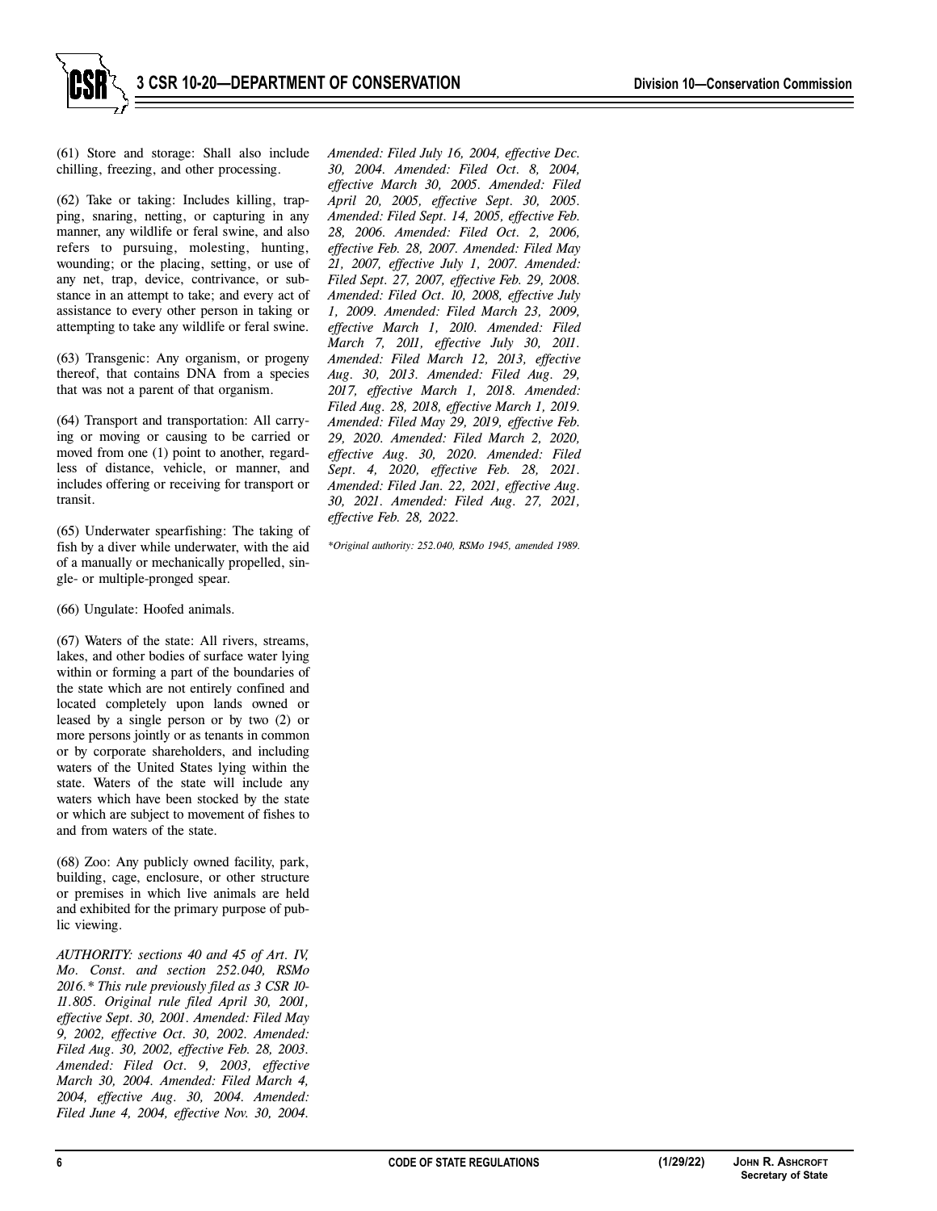(61) Store and storage: Shall also include chilling, freezing, and other processing.

(62) Take or taking: Includes killing, trapping, snaring, netting, or capturing in any manner, any wildlife or feral swine, and also refers to pursuing, molesting, hunting, wounding; or the placing, setting, or use of any net, trap, device, contrivance, or substance in an attempt to take; and every act of assistance to every other person in taking or attempting to take any wildlife or feral swine.

(63) Transgenic: Any organism, or progeny thereof, that contains DNA from a species that was not a parent of that organism.

(64) Transport and transportation: All carrying or moving or causing to be carried or moved from one (1) point to another, regardless of distance, vehicle, or manner, and includes offering or receiving for transport or transit.

(65) Underwater spearfishing: The taking of fish by a diver while underwater, with the aid of a manually or mechanically propelled, single- or multiple-pronged spear.

(66) Ungulate: Hoofed animals.

(67) Waters of the state: All rivers, streams, lakes, and other bodies of surface water lying within or forming a part of the boundaries of the state which are not entirely confined and located completely upon lands owned or leased by a single person or by two (2) or more persons jointly or as tenants in common or by corporate shareholders, and including waters of the United States lying within the state. Waters of the state will include any waters which have been stocked by the state or which are subject to movement of fishes to and from waters of the state.

(68) Zoo: Any publicly owned facility, park, building, cage, enclosure, or other structure or premises in which live animals are held and exhibited for the primary purpose of public viewing.

*AUTHORITY: sections 40 and 45 of Art. IV, Mo. Const. and section 252.040, RSMo 2016.* This rule previously filed as 3 CSR 10-11.805. Original rule filed April 30, 2001, effective Sept. 30, 2001. Amended: Filed May 9, 2002, effective Oct. 30, 2002. Amended: Filed Aug. 30, 2002, effective Feb. 28, 2003. Amended: Filed Oct. 9, 2003, effective March 30, 2004. Amended: Filed March 4, 2004, effective Aug. 30, 2004. Amended: Filed June 4, 2004, effective Nov. 30, 2004. Amended: Filed July 16, 2004, effective Dec. 30, 2004. Amended: Filed Oct. 8, 2004, effective March 30, 2005. Amended: Filed April 20, 2005, effective Sept. 30, 2005. Amended: Filed Sept. 14, 2005, effective Feb. 28, 2006. Amended: Filed Oct. 2, 2006, effective Feb. 28, 2007. Amended: Filed May 21, 2007, effective July 1, 2007. Amended: Filed Sept. 27, 2007, effective Feb. 29, 2008. Amended: Filed Oct. 10, 2008, effective July 1, 2009. Amended: Filed March 23, 2009, effective March 1, 2010. Amended: Filed March 7, 2011, effective July 30, 2011. Amended: Filed March 12, 2013, effective Aug. 30, 2013. Amended: Filed Aug. 29, 2017, effective March 1, 2018. Amended: Filed Aug. 28, 2018, effective March 1, 2019. Amended: Filed May 29, 2019, effective Feb. 29, 2020. Amended: Filed March 2, 2020, effective Aug. 30, 2020. Amended: Filed Sept. 4, 2020, effective Feb. 28, 2021. Amended: Filed Jan. 22, 2021, effective Aug. 30, 2021. Amended: Filed Aug. 27, 2021, effective Feb. 28, 2022.*

**Original authority: 252.040, RSMo 1945, amended 1989.*